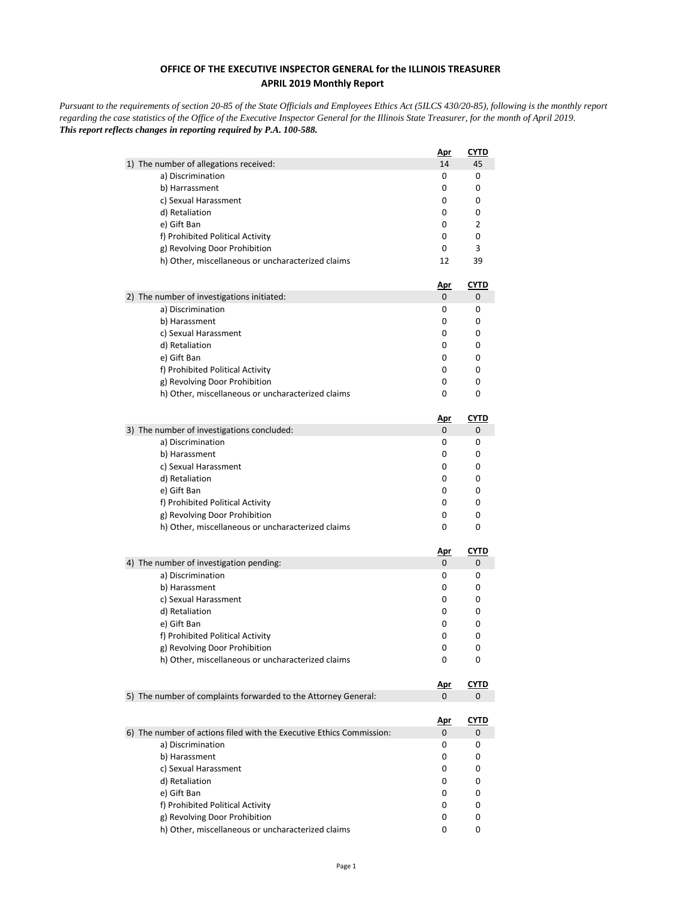**OFFICE OF THE EXECUTIVE INSPECTOR GENERAL for the ILLINOIS TREASURER**
**APRIL 2019 Monthly Report**

*Pursuant to the requirements of section 20-85 of the State Officials and Employees Ethics Act (5ILCS 430/20-85), following is the monthly report regarding the case statistics of the Office of the Executive Inspector General for the Illinois State Treasurer, for the month of April 2019.*
***This report reflects changes in reporting required by P.A. 100-588.***

| | Apr | CYTD |
|---|---|---|
| 1) The number of allegations received: | 14 | 45 |
| a) Discrimination | 0 | 0 |
| b) Harrassment | 0 | 0 |
| c) Sexual Harassment | 0 | 0 |
| d) Retaliation | 0 | 0 |
| e) Gift Ban | 0 | 2 |
| f) Prohibited Political Activity | 0 | 0 |
| g) Revolving Door Prohibition | 0 | 3 |
| h) Other, miscellaneous or uncharacterized claims | 12 | 39 |

| | Apr | CYTD |
|---|---|---|
| 2) The number of investigations initiated: | 0 | 0 |
| a) Discrimination | 0 | 0 |
| b) Harassment | 0 | 0 |
| c) Sexual Harassment | 0 | 0 |
| d) Retaliation | 0 | 0 |
| e) Gift Ban | 0 | 0 |
| f) Prohibited Political Activity | 0 | 0 |
| g) Revolving Door Prohibition | 0 | 0 |
| h) Other, miscellaneous or uncharacterized claims | 0 | 0 |

| | Apr | CYTD |
|---|---|---|
| 3) The number of investigations concluded: | 0 | 0 |
| a) Discrimination | 0 | 0 |
| b) Harassment | 0 | 0 |
| c) Sexual Harassment | 0 | 0 |
| d) Retaliation | 0 | 0 |
| e) Gift Ban | 0 | 0 |
| f) Prohibited Political Activity | 0 | 0 |
| g) Revolving Door Prohibition | 0 | 0 |
| h) Other, miscellaneous or uncharacterized claims | 0 | 0 |

| | Apr | CYTD |
|---|---|---|
| 4) The number of investigation pending: | 0 | 0 |
| a) Discrimination | 0 | 0 |
| b) Harassment | 0 | 0 |
| c) Sexual Harassment | 0 | 0 |
| d) Retaliation | 0 | 0 |
| e) Gift Ban | 0 | 0 |
| f) Prohibited Political Activity | 0 | 0 |
| g) Revolving Door Prohibition | 0 | 0 |
| h) Other, miscellaneous or uncharacterized claims | 0 | 0 |

| | Apr | CYTD |
|---|---|---|
| 5) The number of complaints forwarded to the Attorney General: | 0 | 0 |

| | Apr | CYTD |
|---|---|---|
| 6) The number of actions filed with the Executive Ethics Commission: | 0 | 0 |
| a) Discrimination | 0 | 0 |
| b) Harassment | 0 | 0 |
| c) Sexual Harassment | 0 | 0 |
| d) Retaliation | 0 | 0 |
| e) Gift Ban | 0 | 0 |
| f) Prohibited Political Activity | 0 | 0 |
| g) Revolving Door Prohibition | 0 | 0 |
| h) Other, miscellaneous or uncharacterized claims | 0 | 0 |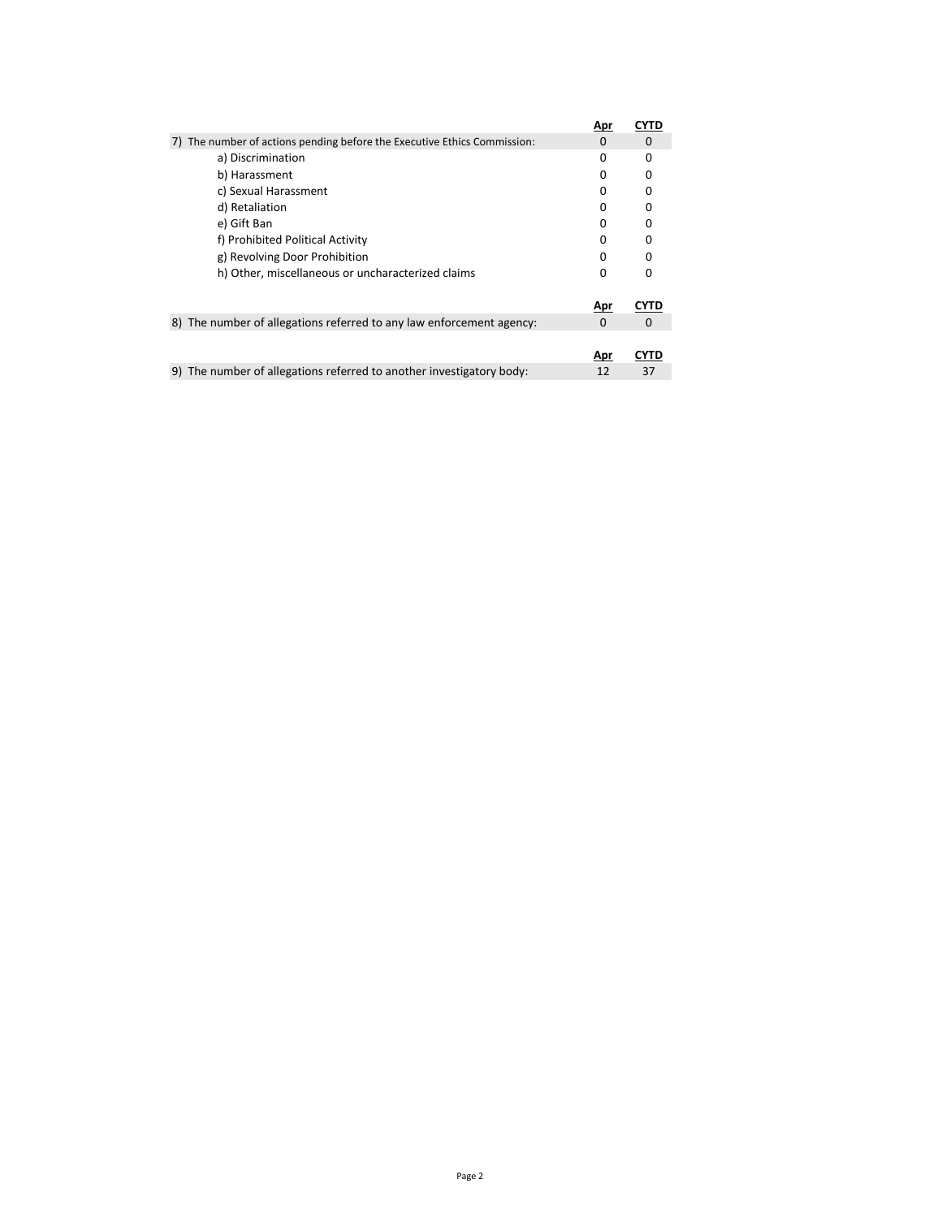| | Apr | CYTD |
|---|---|---|
| 7) The number of actions pending before the Executive Ethics Commission: | 0 | 0 |
| a) Discrimination | 0 | 0 |
| b) Harassment | 0 | 0 |
| c) Sexual Harassment | 0 | 0 |
| d) Retaliation | 0 | 0 |
| e) Gift Ban | 0 | 0 |
| f) Prohibited Political Activity | 0 | 0 |
| g) Revolving Door Prohibition | 0 | 0 |
| h) Other, miscellaneous or uncharacterized claims | 0 | 0 |

| | Apr | CYTD |
|---|---|---|
| 8) The number of allegations referred to any law enforcement agency: | 0 | 0 |

| | Apr | CYTD |
|---|---|---|
| 9) The number of allegations referred to another investigatory body: | 12 | 37 |